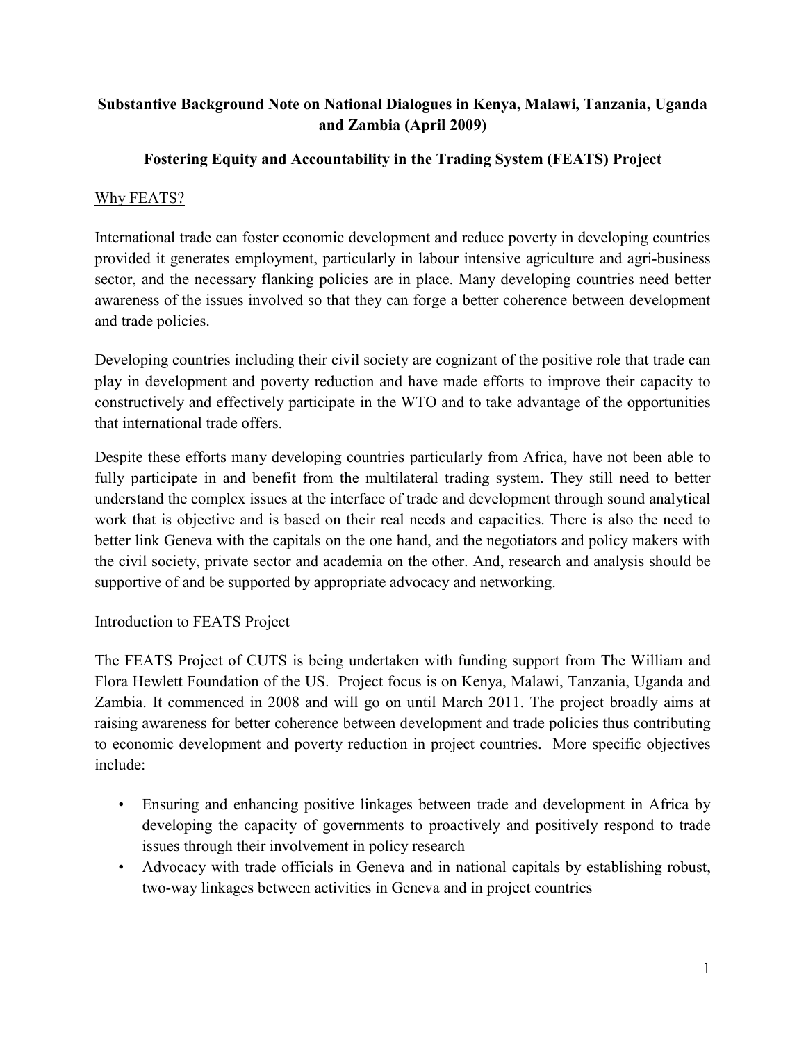# Substantive Background Note on National Dialogues in Kenya, Malawi, Tanzania, Uganda and Zambia (April 2009)

## Fostering Equity and Accountability in the Trading System (FEATS) Project

### Why FEATS?

International trade can foster economic development and reduce poverty in developing countries provided it generates employment, particularly in labour intensive agriculture and agri-business sector, and the necessary flanking policies are in place. Many developing countries need better awareness of the issues involved so that they can forge a better coherence between development and trade policies.

Developing countries including their civil society are cognizant of the positive role that trade can play in development and poverty reduction and have made efforts to improve their capacity to constructively and effectively participate in the WTO and to take advantage of the opportunities that international trade offers.

Despite these efforts many developing countries particularly from Africa, have not been able to fully participate in and benefit from the multilateral trading system. They still need to better understand the complex issues at the interface of trade and development through sound analytical work that is objective and is based on their real needs and capacities. There is also the need to better link Geneva with the capitals on the one hand, and the negotiators and policy makers with the civil society, private sector and academia on the other. And, research and analysis should be supportive of and be supported by appropriate advocacy and networking.

### Introduction to FEATS Project

The FEATS Project of CUTS is being undertaken with funding support from The William and Flora Hewlett Foundation of the US. Project focus is on Kenya, Malawi, Tanzania, Uganda and Zambia. It commenced in 2008 and will go on until March 2011. The project broadly aims at raising awareness for better coherence between development and trade policies thus contributing to economic development and poverty reduction in project countries. More specific objectives include:

- Ensuring and enhancing positive linkages between trade and development in Africa by developing the capacity of governments to proactively and positively respond to trade issues through their involvement in policy research
- Advocacy with trade officials in Geneva and in national capitals by establishing robust, two-way linkages between activities in Geneva and in project countries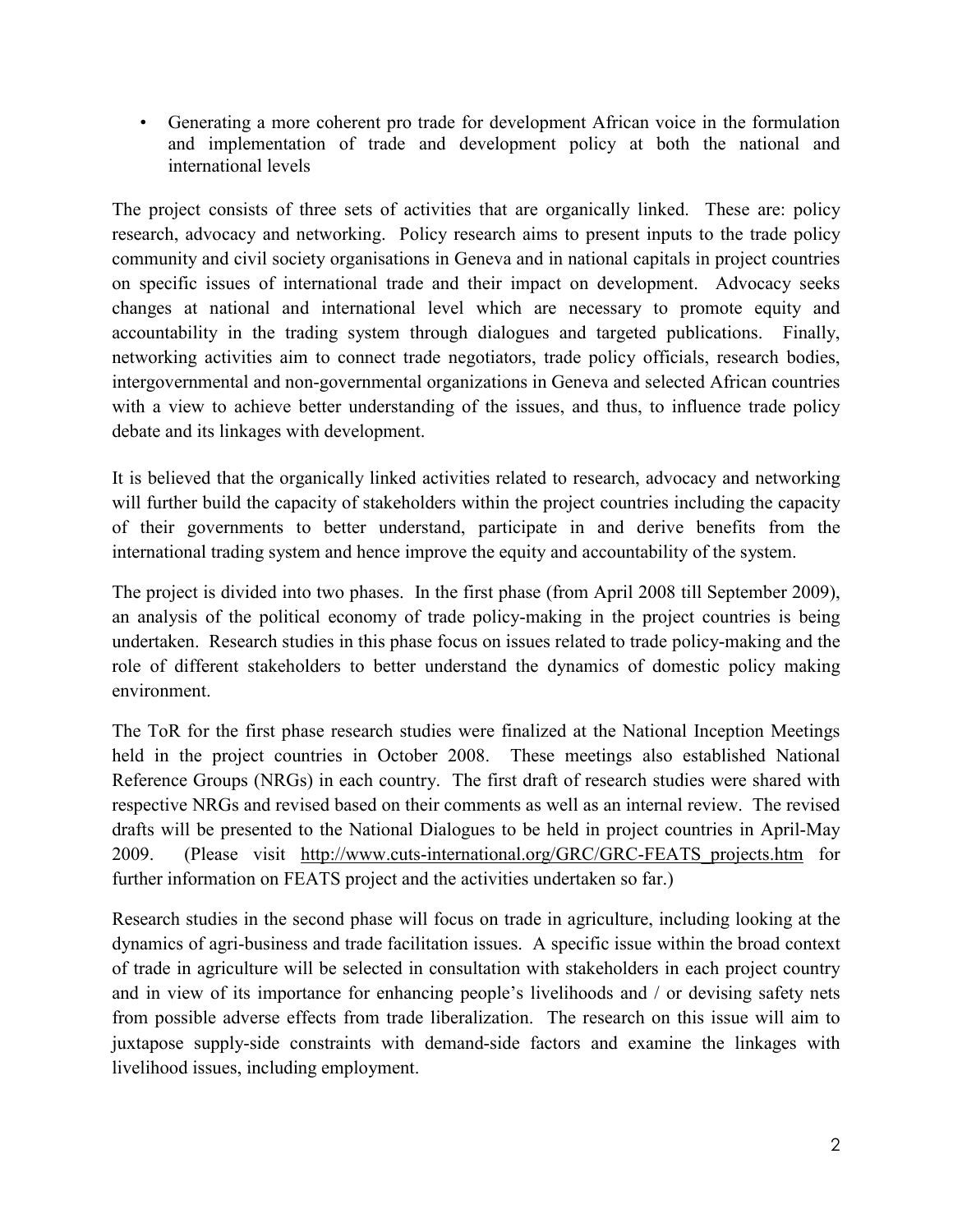- Generating a more coherent pro trade for development African voice in the formulation and implementation of trade and development policy at both the national and international levels

The project consists of three sets of activities that are organically linked. These are: policy research, advocacy and networking. Policy research aims to present inputs to the trade policy community and civil society organisations in Geneva and in national capitals in project countries on specific issues of international trade and their impact on development. Advocacy seeks changes at national and international level which are necessary to promote equity and accountability in the trading system through dialogues and targeted publications. Finally, networking activities aim to connect trade negotiators, trade policy officials, research bodies, intergovernmental and non-governmental organizations in Geneva and selected African countries with a view to achieve better understanding of the issues, and thus, to influence trade policy debate and its linkages with development.

It is believed that the organically linked activities related to research, advocacy and networking will further build the capacity of stakeholders within the project countries including the capacity of their governments to better understand, participate in and derive benefits from the international trading system and hence improve the equity and accountability of the system.

The project is divided into two phases. In the first phase (from April 2008 till September 2009), an analysis of the political economy of trade policy-making in the project countries is being undertaken. Research studies in this phase focus on issues related to trade policy-making and the role of different stakeholders to better understand the dynamics of domestic policy making environment.

The ToR for the first phase research studies were finalized at the National Inception Meetings held in the project countries in October 2008. These meetings also established National Reference Groups (NRGs) in each country. The first draft of research studies were shared with respective NRGs and revised based on their comments as well as an internal review. The revised drafts will be presented to the National Dialogues to be held in project countries in April-May 2009. (Please visit http://www.cuts-international.org/GRC/GRC-FEATS_projects.htm for further information on FEATS project and the activities undertaken so far.)

Research studies in the second phase will focus on trade in agriculture, including looking at the dynamics of agri-business and trade facilitation issues. A specific issue within the broad context of trade in agriculture will be selected in consultation with stakeholders in each project country and in view of its importance for enhancing people's livelihoods and / or devising safety nets from possible adverse effects from trade liberalization. The research on this issue will aim to juxtapose supply-side constraints with demand-side factors and examine the linkages with livelihood issues, including employment.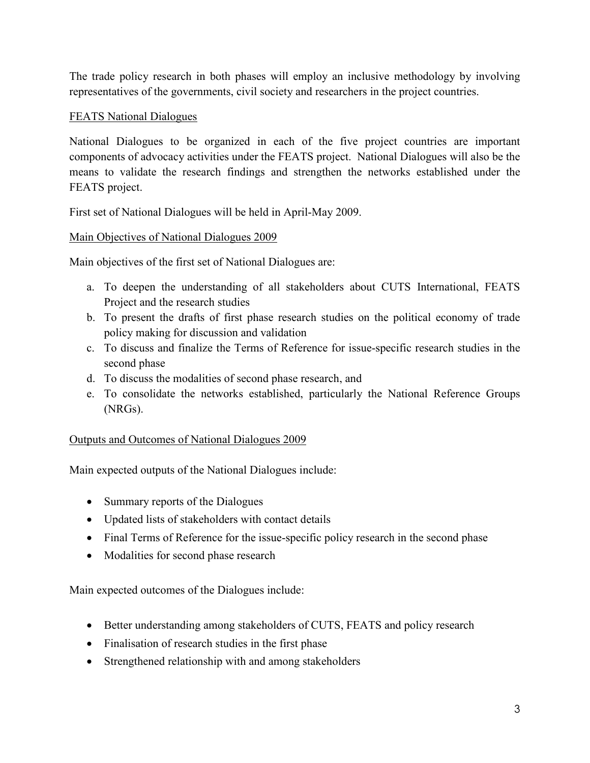The trade policy research in both phases will employ an inclusive methodology by involving representatives of the governments, civil society and researchers in the project countries.

<u>FEATS National Dialogues</u>

National Dialogues to be organized in each of the five project countries are important components of advocacy activities under the FEATS project. National Dialogues will also be the means to validate the research findings and strengthen the networks established under the FEATS project.

First set of National Dialogues will be held in April-May 2009.

<u>Main Objectives of National Dialogues 2009</u>

Main objectives of the first set of National Dialogues are:

a. To deepen the understanding of all stakeholders about CUTS International, FEATS Project and the research studies
b. To present the drafts of first phase research studies on the political economy of trade policy making for discussion and validation
c. To discuss and finalize the Terms of Reference for issue-specific research studies in the second phase
d. To discuss the modalities of second phase research, and
e. To consolidate the networks established, particularly the National Reference Groups (NRGs).

<u>Outputs and Outcomes of National Dialogues 2009</u>

Main expected outputs of the National Dialogues include:

- Summary reports of the Dialogues
- Updated lists of stakeholders with contact details
- Final Terms of Reference for the issue-specific policy research in the second phase
- Modalities for second phase research

Main expected outcomes of the Dialogues include:

- Better understanding among stakeholders of CUTS, FEATS and policy research
- Finalisation of research studies in the first phase
- Strengthened relationship with and among stakeholders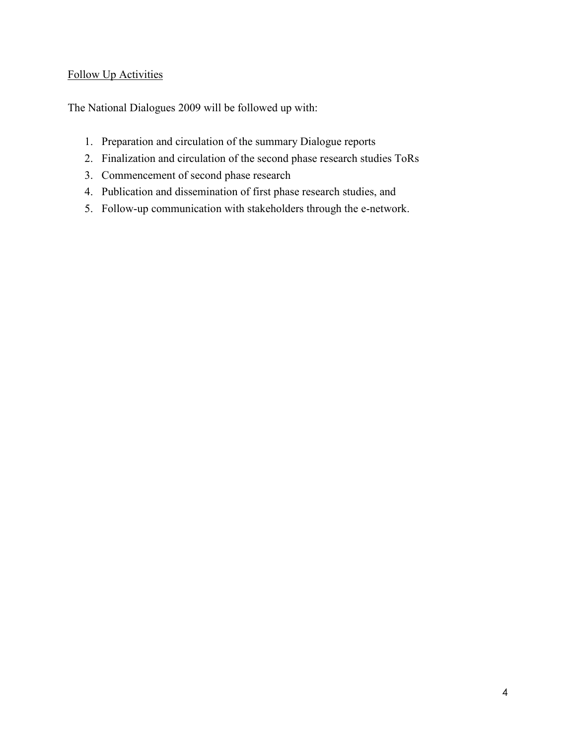## Follow Up Activities

The National Dialogues 2009 will be followed up with:

1. Preparation and circulation of the summary Dialogue reports
2. Finalization and circulation of the second phase research studies ToRs
3. Commencement of second phase research
4. Publication and dissemination of first phase research studies, and
5. Follow-up communication with stakeholders through the e-network.